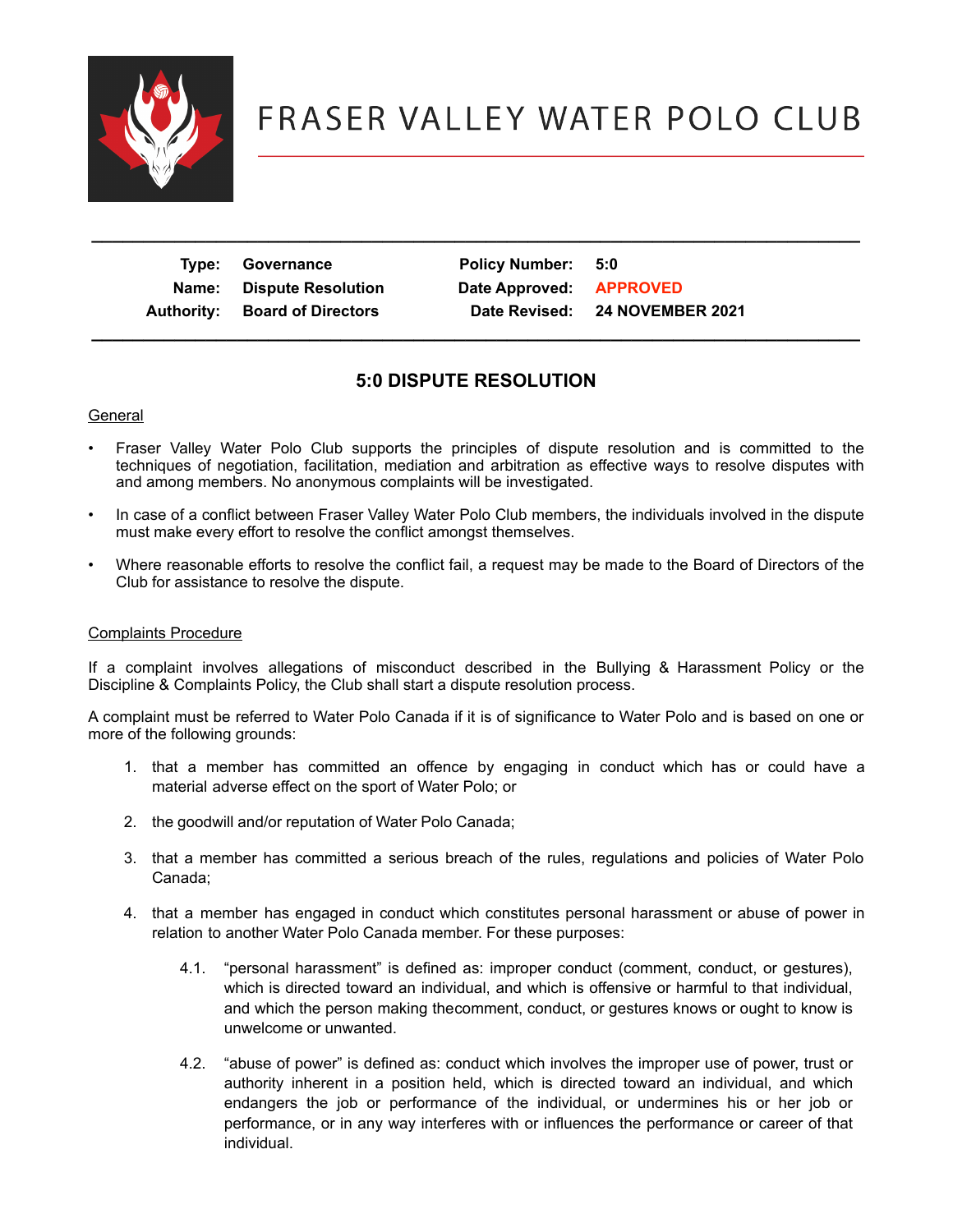# FRASER VALLEY WATER POLO CLUB

| Type: | Governance | Policy Number: | 5:0 |
|---|---|---|---|
| Name: | Dispute Resolution | Date Approved: | APPROVED |
| Authority: | Board of Directors | Date Revised: | 24 NOVEMBER 2021 |

## 5:0 DISPUTE RESOLUTION

General

- Fraser Valley Water Polo Club supports the principles of dispute resolution and is committed to the techniques of negotiation, facilitation, mediation and arbitration as effective ways to resolve disputes with and among members. No anonymous complaints will be investigated.
- In case of a conflict between Fraser Valley Water Polo Club members, the individuals involved in the dispute must make every effort to resolve the conflict amongst themselves.
- Where reasonable efforts to resolve the conflict fail, a request may be made to the Board of Directors of the Club for assistance to resolve the dispute.

Complaints Procedure

If a complaint involves allegations of misconduct described in the Bullying & Harassment Policy or the Discipline & Complaints Policy, the Club shall start a dispute resolution process.

A complaint must be referred to Water Polo Canada if it is of significance to Water Polo and is based on one or more of the following grounds:

1. that a member has committed an offence by engaging in conduct which has or could have a material adverse effect on the sport of Water Polo; or
2. the goodwill and/or reputation of Water Polo Canada;
3. that a member has committed a serious breach of the rules, regulations and policies of Water Polo Canada;
4. that a member has engaged in conduct which constitutes personal harassment or abuse of power in relation to another Water Polo Canada member. For these purposes:
   - 4.1. "personal harassment" is defined as: improper conduct (comment, conduct, or gestures), which is directed toward an individual, and which is offensive or harmful to that individual, and which the person making thecomment, conduct, or gestures knows or ought to know is unwelcome or unwanted.
   - 4.2. "abuse of power" is defined as: conduct which involves the improper use of power, trust or authority inherent in a position held, which is directed toward an individual, and which endangers the job or performance of the individual, or undermines his or her job or performance, or in any way interferes with or influences the performance or career of that individual.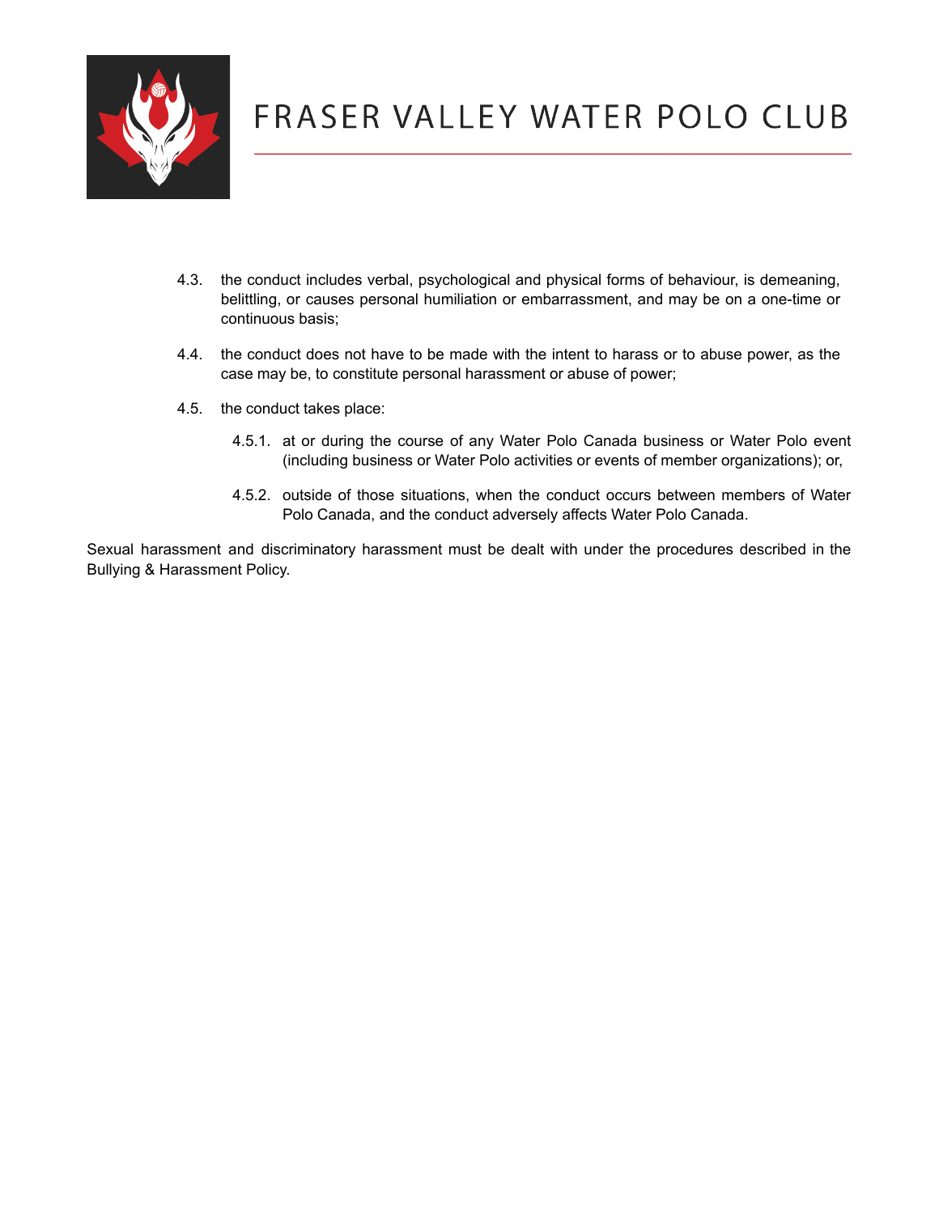4.3. the conduct includes verbal, psychological and physical forms of behaviour, is demeaning, belittling, or causes personal humiliation or embarrassment, and may be on a one-time or continuous basis;

4.4. the conduct does not have to be made with the intent to harass or to abuse power, as the case may be, to constitute personal harassment or abuse of power;

4.5. the conduct takes place:

4.5.1. at or during the course of any Water Polo Canada business or Water Polo event (including business or Water Polo activities or events of member organizations); or,

4.5.2. outside of those situations, when the conduct occurs between members of Water Polo Canada, and the conduct adversely affects Water Polo Canada.

Sexual harassment and discriminatory harassment must be dealt with under the procedures described in the Bullying & Harassment Policy.